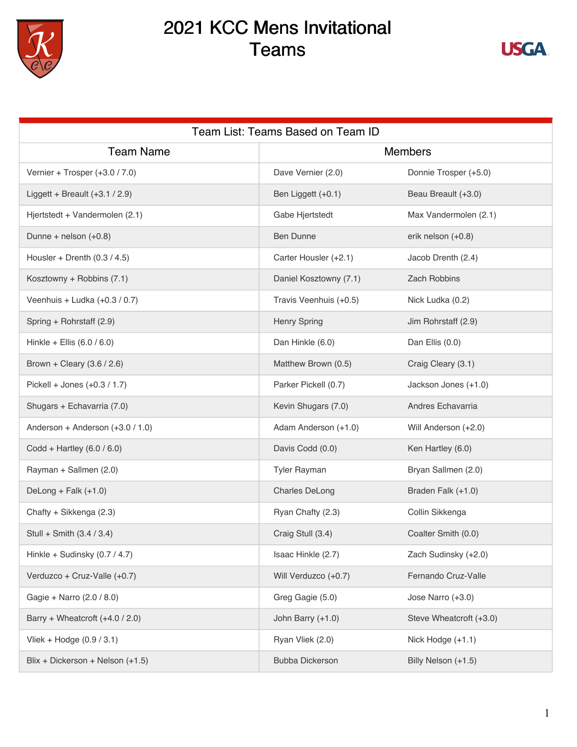# 2021 KCC Mens Invitational Teams

| Team List: Teams Based on Team ID | | |
|---|---|---|
| **Team Name** | **Members** | |
| Vernier + Trosper (+3.0 / 7.0) | Dave Vernier (2.0) | Donnie Trosper (+5.0) |
| Liggett + Breault (+3.1 / 2.9) | Ben Liggett (+0.1) | Beau Breault (+3.0) |
| Hjertstedt + Vandermolen (2.1) | Gabe Hjertstedt | Max Vandermolen (2.1) |
| Dunne + nelson (+0.8) | Ben Dunne | erik nelson (+0.8) |
| Housler + Drenth (0.3 / 4.5) | Carter Housler (+2.1) | Jacob Drenth (2.4) |
| Kosztowny + Robbins (7.1) | Daniel Kosztowny (7.1) | Zach Robbins |
| Veenhuis + Ludka (+0.3 / 0.7) | Travis Veenhuis (+0.5) | Nick Ludka (0.2) |
| Spring + Rohrstaff (2.9) | Henry Spring | Jim Rohrstaff (2.9) |
| Hinkle + Ellis (6.0 / 6.0) | Dan Hinkle (6.0) | Dan Ellis (0.0) |
| Brown + Cleary (3.6 / 2.6) | Matthew Brown (0.5) | Craig Cleary (3.1) |
| Pickell + Jones (+0.3 / 1.7) | Parker Pickell (0.7) | Jackson Jones (+1.0) |
| Shugars + Echavarria (7.0) | Kevin Shugars (7.0) | Andres Echavarria |
| Anderson + Anderson (+3.0 / 1.0) | Adam Anderson (+1.0) | Will Anderson (+2.0) |
| Codd + Hartley (6.0 / 6.0) | Davis Codd (0.0) | Ken Hartley (6.0) |
| Rayman + Sallmen (2.0) | Tyler Rayman | Bryan Sallmen (2.0) |
| DeLong + Falk (+1.0) | Charles DeLong | Braden Falk (+1.0) |
| Chafty + Sikkenga (2.3) | Ryan Chafty (2.3) | Collin Sikkenga |
| Stull + Smith (3.4 / 3.4) | Craig Stull (3.4) | Coalter Smith (0.0) |
| Hinkle + Sudinsky (0.7 / 4.7) | Isaac Hinkle (2.7) | Zach Sudinsky (+2.0) |
| Verduzco + Cruz-Valle (+0.7) | Will Verduzco (+0.7) | Fernando Cruz-Valle |
| Gagie + Narro (2.0 / 8.0) | Greg Gagie (5.0) | Jose Narro (+3.0) |
| Barry + Wheatcroft (+4.0 / 2.0) | John Barry (+1.0) | Steve Wheatcroft (+3.0) |
| Vliek + Hodge (0.9 / 3.1) | Ryan Vliek (2.0) | Nick Hodge (+1.1) |
| Blix + Dickerson + Nelson (+1.5) | Bubba Dickerson | Billy Nelson (+1.5) |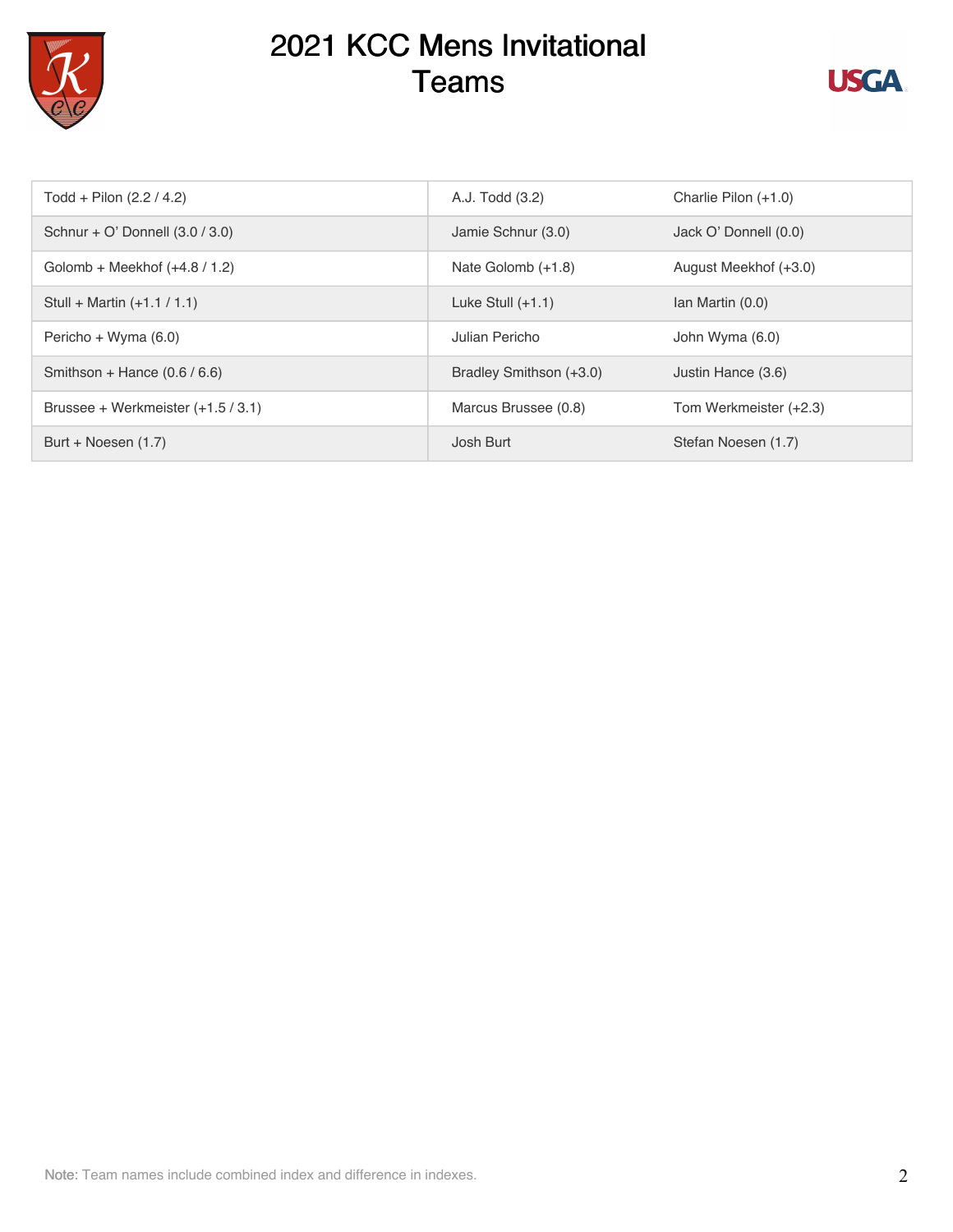# 2021 KCC Mens Invitational Teams

| | | |
|---|---|---|
| Todd + Pilon (2.2 / 4.2) | A.J. Todd (3.2) | Charlie Pilon (+1.0) |
| Schnur + O' Donnell (3.0 / 3.0) | Jamie Schnur (3.0) | Jack O' Donnell (0.0) |
| Golomb + Meekhof (+4.8 / 1.2) | Nate Golomb (+1.8) | August Meekhof (+3.0) |
| Stull + Martin (+1.1 / 1.1) | Luke Stull (+1.1) | Ian Martin (0.0) |
| Pericho + Wyma (6.0) | Julian Pericho | John Wyma (6.0) |
| Smithson + Hance (0.6 / 6.6) | Bradley Smithson (+3.0) | Justin Hance (3.6) |
| Brussee + Werkmeister (+1.5 / 3.1) | Marcus Brussee (0.8) | Tom Werkmeister (+2.3) |
| Burt + Noesen (1.7) | Josh Burt | Stefan Noesen (1.7) |

**Note:** Team names include combined index and difference in indexes.